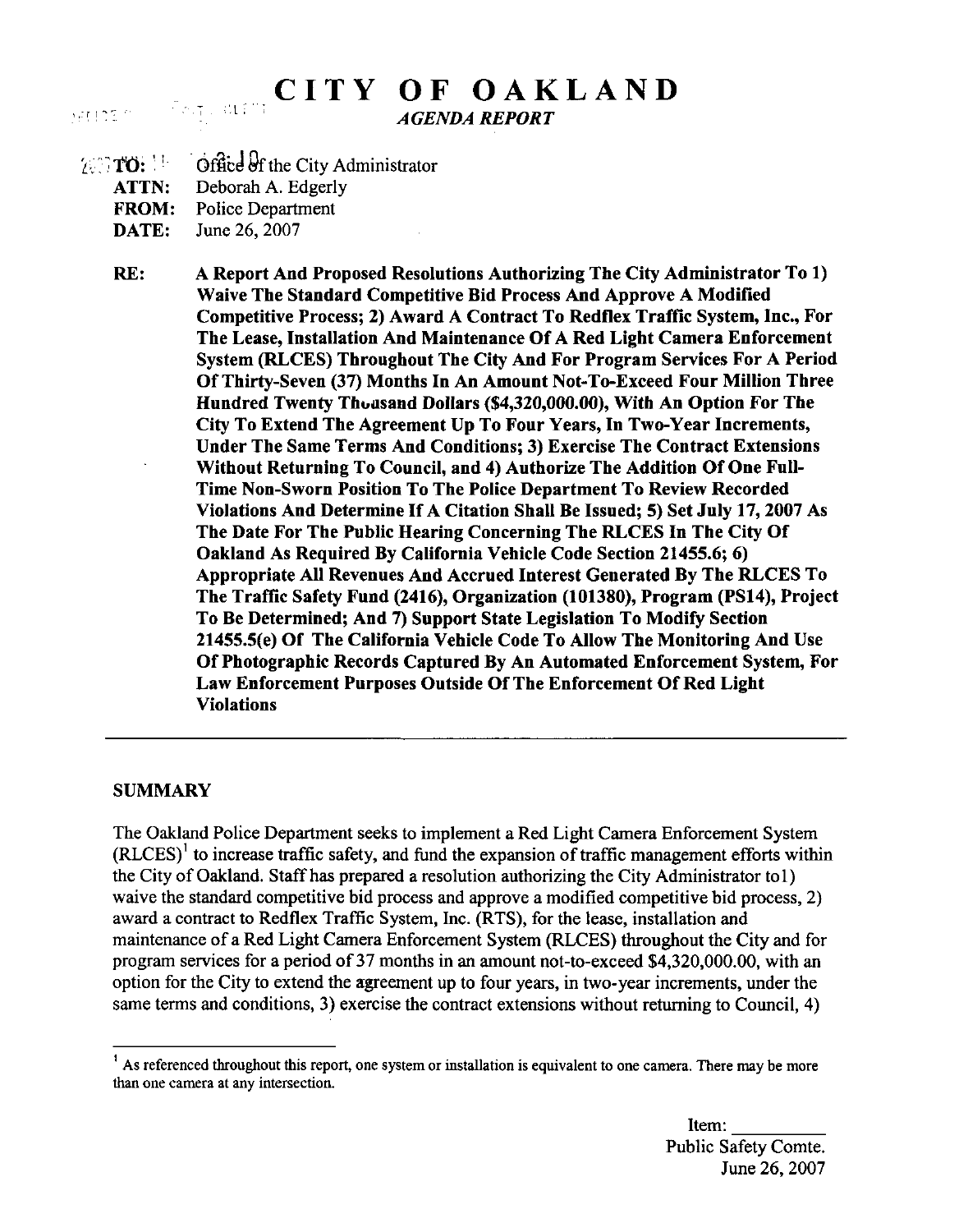# CITY OF OAKLAND

*AGENDA REPORT*

**TO:** Office of the City Administrator
**ATTN:** Deborah A. Edgerly
**FROM:** Police Department
**DATE:** June 26, 2007

**RE: A Report And Proposed Resolutions Authorizing The City Administrator To 1) Waive The Standard Competitive Bid Process And Approve A Modified Competitive Process; 2) Award A Contract To Redflex Traffic System, Inc., For The Lease, Installation And Maintenance Of A Red Light Camera Enforcement System (RLCES) Throughout The City And For Program Services For A Period Of Thirty-Seven (37) Months In An Amount Not-To-Exceed Four Million Three Hundred Twenty Thousand Dollars ($4,320,000.00), With An Option For The City To Extend The Agreement Up To Four Years, In Two-Year Increments, Under The Same Terms And Conditions; 3) Exercise The Contract Extensions Without Returning To Council, and 4) Authorize The Addition Of One Full-Time Non-Sworn Position To The Police Department To Review Recorded Violations And Determine If A Citation Shall Be Issued; 5) Set July 17, 2007 As The Date For The Public Hearing Concerning The RLCES In The City Of Oakland As Required By California Vehicle Code Section 21455.6; 6) Appropriate All Revenues And Accrued Interest Generated By The RLCES To The Traffic Safety Fund (2416), Organization (101380), Program (PS14), Project To Be Determined; And 7) Support State Legislation To Modify Section 21455.5(e) Of The California Vehicle Code To Allow The Monitoring And Use Of Photographic Records Captured By An Automated Enforcement System, For Law Enforcement Purposes Outside Of The Enforcement Of Red Light Violations**

---

## SUMMARY

The Oakland Police Department seeks to implement a Red Light Camera Enforcement System (RLCES)[1] to increase traffic safety, and fund the expansion of traffic management efforts within the City of Oakland. Staff has prepared a resolution authorizing the City Administrator to1) waive the standard competitive bid process and approve a modified competitive bid process, 2) award a contract to Redflex Traffic System, Inc. (RTS), for the lease, installation and maintenance of a Red Light Camera Enforcement System (RLCES) throughout the City and for program services for a period of 37 months in an amount not-to-exceed $4,320,000.00, with an option for the City to extend the agreement up to four years, in two-year increments, under the same terms and conditions, 3) exercise the contract extensions without returning to Council, 4)

[1] As referenced throughout this report, one system or installation is equivalent to one camera. There may be more than one camera at any intersection.

Item: \_\_\_\_\_\_\_\_\_
Public Safety Comte.
June 26, 2007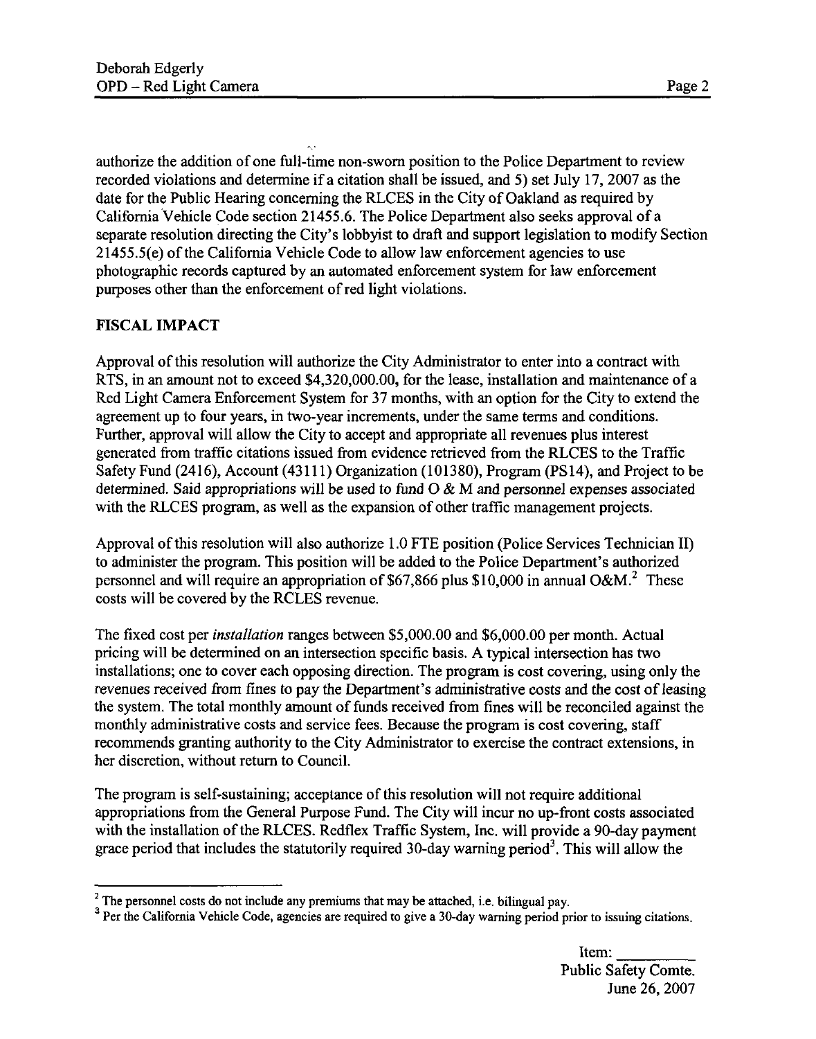authorize the addition of one full-time non-sworn position to the Police Department to review recorded violations and determine if a citation shall be issued, and 5) set July 17, 2007 as the date for the Public Hearing concerning the RLCES in the City of Oakland as required by California Vehicle Code section 21455.6. The Police Department also seeks approval of a separate resolution directing the City's lobbyist to draft and support legislation to modify Section 21455.5(e) of the California Vehicle Code to allow law enforcement agencies to use photographic records captured by an automated enforcement system for law enforcement purposes other than the enforcement of red light violations.

## FISCAL IMPACT

Approval of this resolution will authorize the City Administrator to enter into a contract with RTS, in an amount not to exceed $4,320,000.00, for the lease, installation and maintenance of a Red Light Camera Enforcement System for 37 months, with an option for the City to extend the agreement up to four years, in two-year increments, under the same terms and conditions. Further, approval will allow the City to accept and appropriate all revenues plus interest generated from traffic citations issued from evidence retrieved from the RLCES to the Traffic Safety Fund (2416), Account (43111) Organization (101380), Program (PS14), and Project to be determined. Said appropriations will be used to fund O & M and personnel expenses associated with the RLCES program, as well as the expansion of other traffic management projects.

Approval of this resolution will also authorize 1.0 FTE position (Police Services Technician II) to administer the program. This position will be added to the Police Department's authorized personnel and will require an appropriation of $67,866 plus $10,000 in annual O&M.[2] These costs will be covered by the RCLES revenue.

The fixed cost per *installation* ranges between $5,000.00 and $6,000.00 per month. Actual pricing will be determined on an intersection specific basis. A typical intersection has two installations; one to cover each opposing direction. The program is cost covering, using only the revenues received from fines to pay the Department's administrative costs and the cost of leasing the system. The total monthly amount of funds received from fines will be reconciled against the monthly administrative costs and service fees. Because the program is cost covering, staff recommends granting authority to the City Administrator to exercise the contract extensions, in her discretion, without return to Council.

The program is self-sustaining; acceptance of this resolution will not require additional appropriations from the General Purpose Fund. The City will incur no up-front costs associated with the installation of the RLCES. Redflex Traffic System, Inc. will provide a 90-day payment grace period that includes the statutorily required 30-day warning period[3]. This will allow the

---

[2] The personnel costs do not include any premiums that may be attached, i.e. bilingual pay.

[3] Per the California Vehicle Code, agencies are required to give a 30-day warning period prior to issuing citations.

Item: ________
Public Safety Comte.
June 26, 2007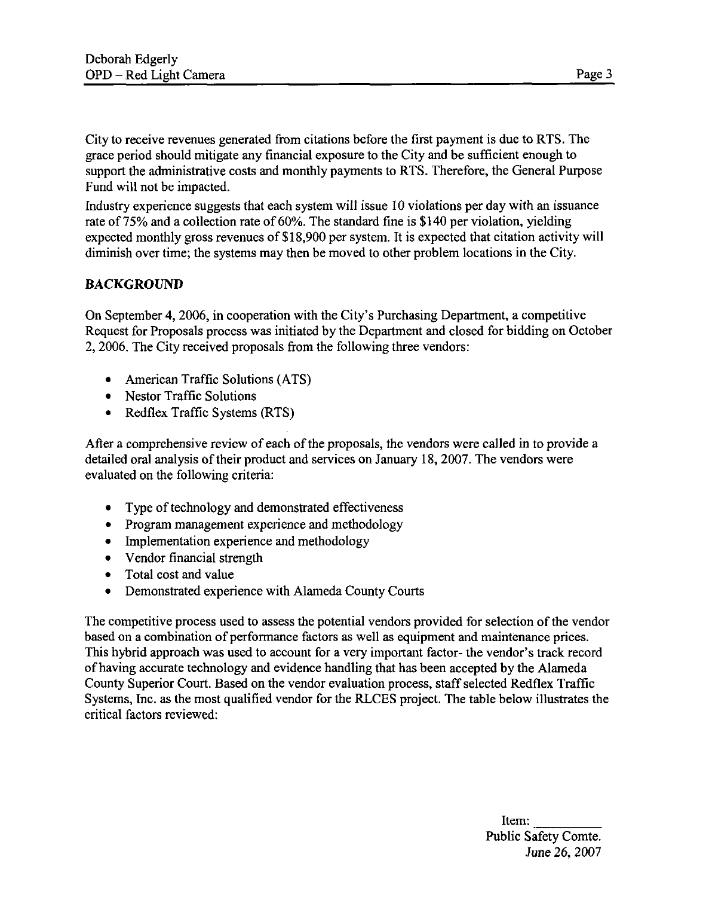City to receive revenues generated from citations before the first payment is due to RTS. The grace period should mitigate any financial exposure to the City and be sufficient enough to support the administrative costs and monthly payments to RTS. Therefore, the General Purpose Fund will not be impacted.

Industry experience suggests that each system will issue 10 violations per day with an issuance rate of 75% and a collection rate of 60%. The standard fine is $140 per violation, yielding expected monthly gross revenues of $18,900 per system. It is expected that citation activity will diminish over time; the systems may then be moved to other problem locations in the City.

## BACKGROUND

On September 4, 2006, in cooperation with the City's Purchasing Department, a competitive Request for Proposals process was initiated by the Department and closed for bidding on October 2, 2006. The City received proposals from the following three vendors:

- American Traffic Solutions (ATS)
- Nestor Traffic Solutions
- Redflex Traffic Systems (RTS)

After a comprehensive review of each of the proposals, the vendors were called in to provide a detailed oral analysis of their product and services on January 18, 2007. The vendors were evaluated on the following criteria:

- Type of technology and demonstrated effectiveness
- Program management experience and methodology
- Implementation experience and methodology
- Vendor financial strength
- Total cost and value
- Demonstrated experience with Alameda County Courts

The competitive process used to assess the potential vendors provided for selection of the vendor based on a combination of performance factors as well as equipment and maintenance prices. This hybrid approach was used to account for a very important factor- the vendor's track record of having accurate technology and evidence handling that has been accepted by the Alameda County Superior Court. Based on the vendor evaluation process, staff selected Redflex Traffic Systems, Inc. as the most qualified vendor for the RLCES project. The table below illustrates the critical factors reviewed: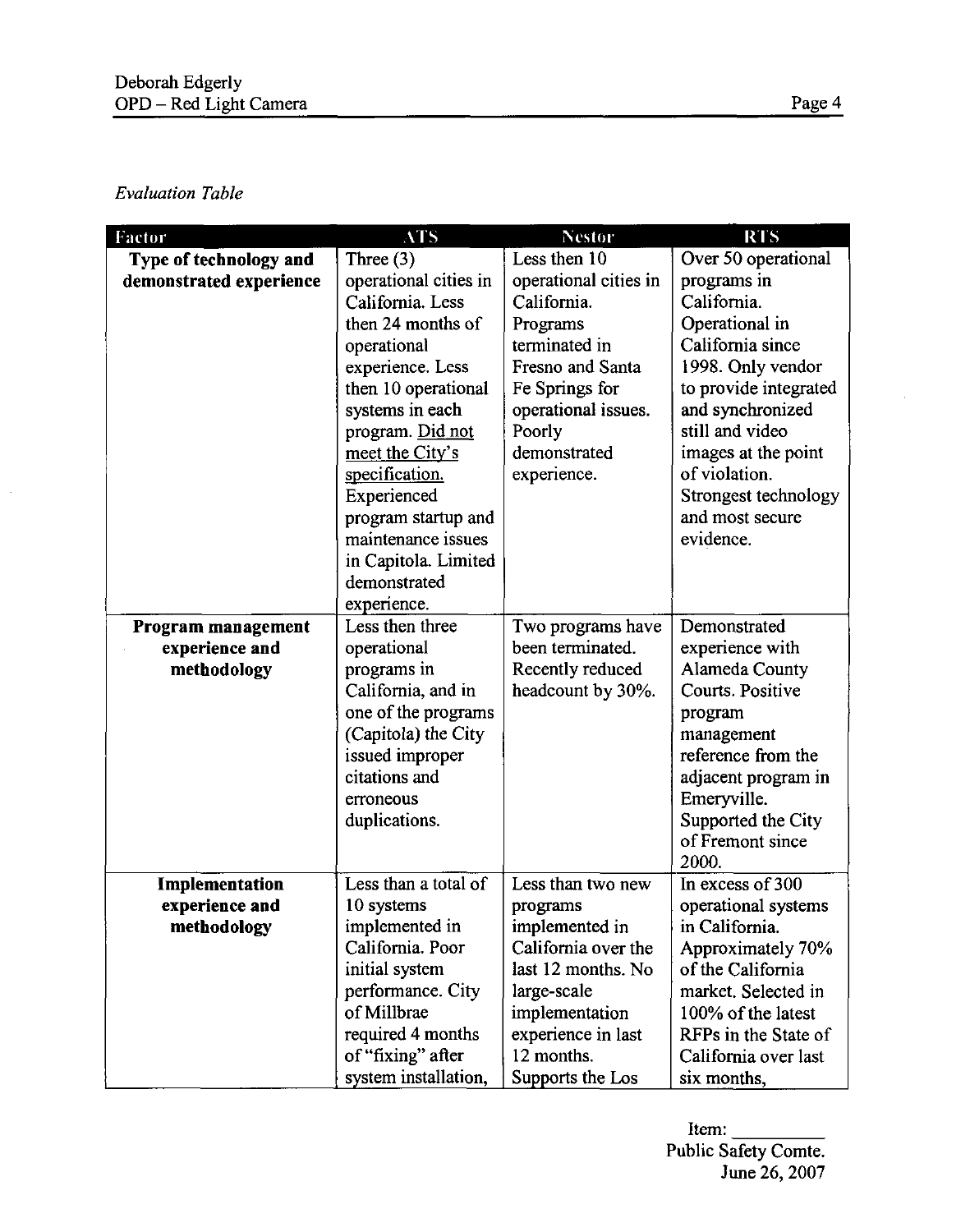*Evaluation Table*

| Factor | ATS | Nestor | RTS |
|---|---|---|---|
| **Type of technology and demonstrated experience** | Three (3) operational cities in California. Less then 24 months of operational experience. Less then 10 operational systems in each program. Did not meet the City's specification. Experienced program startup and maintenance issues in Capitola. Limited demonstrated experience. | Less then 10 operational cities in California. Programs terminated in Fresno and Santa Fe Springs for operational issues. Poorly demonstrated experience. | Over 50 operational programs in California. Operational in California since 1998. Only vendor to provide integrated and synchronized still and video images at the point of violation. Strongest technology and most secure evidence. |
| **Program management experience and methodology** | Less then three operational programs in California, and in one of the programs (Capitola) the City issued improper citations and erroneous duplications. | Two programs have been terminated. Recently reduced headcount by 30%. | Demonstrated experience with Alameda County Courts. Positive program management reference from the adjacent program in Emeryville. Supported the City of Fremont since 2000. |
| **Implementation experience and methodology** | Less than a total of 10 systems implemented in California. Poor initial system performance. City of Millbrae required 4 months of "fixing" after system installation, | Less than two new programs implemented in California over the last 12 months. No large-scale implementation experience in last 12 months. Supports the Los | In excess of 300 operational systems in California. Approximately 70% of the California market. Selected in 100% of the latest RFPs in the State of California over last six months, |

Item: \_\_\_\_\_\_\_\_\_\_
Public Safety Comte.
June 26, 2007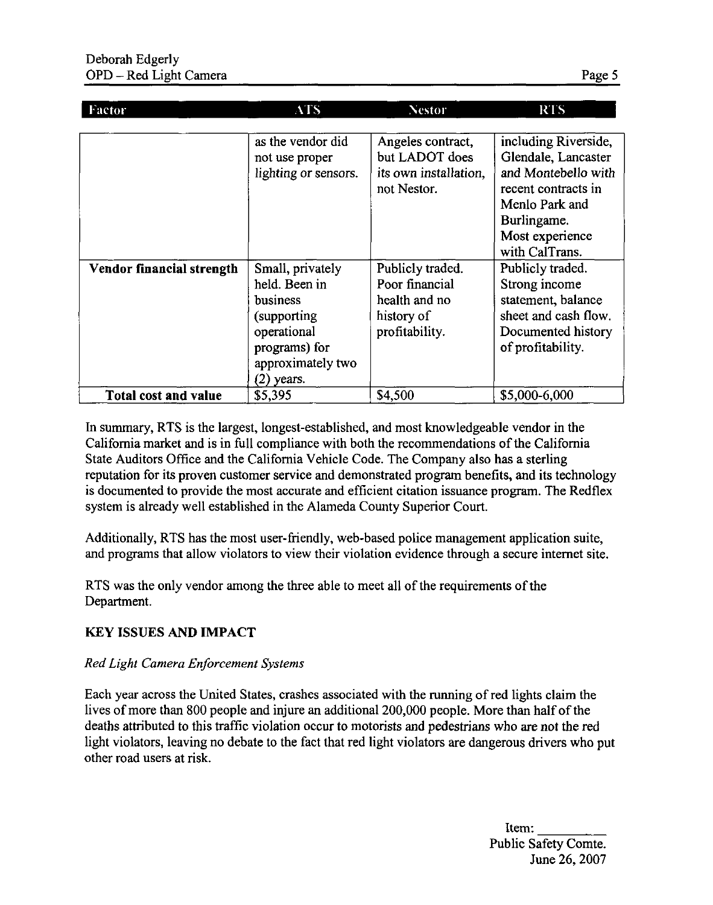| Factor | ATS | Nestor | RTS |
|---|---|---|---|
| | as the vendor did not use proper *lighting or sensors.* | Angeles contract, but LADOT does *its own installation,* not Nestor. | including Riverside, Glendale, Lancaster *and Montebello with* recent contracts in Menlo Park and Burlingame. Most experience with CalTrans. |
| **Vendor financial strength** | Small, privately held. Been in business (supporting operational programs) for approximately two (2) years. | Publicly traded. Poor financial health and no history of profitability. | Publicly traded. Strong income statement, balance sheet and cash flow. Documented history of profitability. |
| **Total cost and value** | $5,395 | $4,500 | $5,000-6,000 |

In summary, RTS is the largest, longest-established, and most knowledgeable vendor in the California market and is in full compliance with both the recommendations of the California State Auditors Office and the California Vehicle Code. The Company also has a sterling reputation for its proven customer service and demonstrated program benefits, and its technology is documented to provide the most accurate and efficient citation issuance program. The Redflex system is already well established in the Alameda County Superior Court.

Additionally, RTS has the most user-friendly, web-based police management application suite, and programs that allow violators to view their violation evidence through a secure internet site.

RTS was the only vendor among the three able to meet all of the requirements of the Department.

## KEY ISSUES AND IMPACT

*Red Light Camera Enforcement Systems*

Each year across the United States, crashes associated with the running of red lights claim the lives of more than 800 people and injure an additional 200,000 people. More than half of the deaths attributed to this traffic violation occur to motorists and pedestrians who are not the red light violators, leaving no debate to the fact that red light violators are dangerous drivers who put other road users at risk.

Item: ________
Public Safety Comte.
June 26, 2007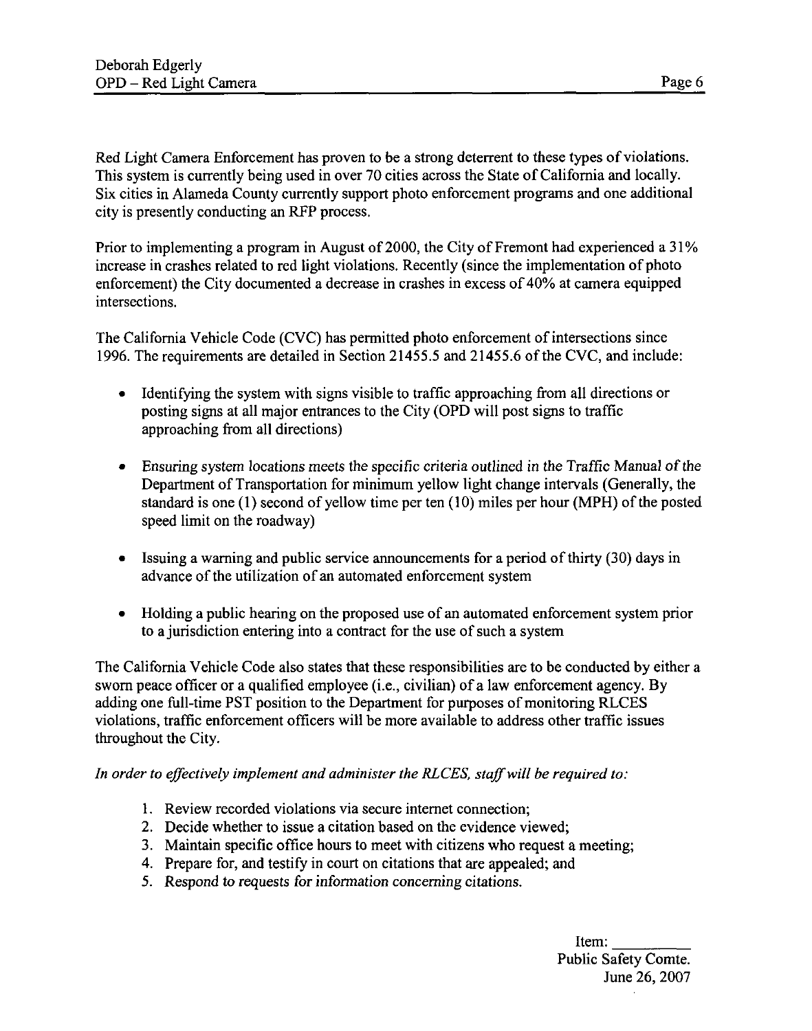Red Light Camera Enforcement has proven to be a strong deterrent to these types of violations. This system is currently being used in over 70 cities across the State of California and locally. Six cities in Alameda County currently support photo enforcement programs and one additional city is presently conducting an RFP process.

Prior to implementing a program in August of 2000, the City of Fremont had experienced a 31% increase in crashes related to red light violations. Recently (since the implementation of photo enforcement) the City documented a decrease in crashes in excess of 40% at camera equipped intersections.

The California Vehicle Code (CVC) has permitted photo enforcement of intersections since 1996. The requirements are detailed in Section 21455.5 and 21455.6 of the CVC, and include:

- Identifying the system with signs visible to traffic approaching from all directions or posting signs at all major entrances to the City (OPD will post signs to traffic approaching from all directions)
- Ensuring system locations meets the specific criteria outlined in the Traffic Manual of the Department of Transportation for minimum yellow light change intervals (Generally, the standard is one (1) second of yellow time per ten (10) miles per hour (MPH) of the posted speed limit on the roadway)
- Issuing a warning and public service announcements for a period of thirty (30) days in advance of the utilization of an automated enforcement system
- Holding a public hearing on the proposed use of an automated enforcement system prior to a jurisdiction entering into a contract for the use of such a system

The California Vehicle Code also states that these responsibilities are to be conducted by either a sworn peace officer or a qualified employee (i.e., civilian) of a law enforcement agency. By adding one full-time PST position to the Department for purposes of monitoring RLCES violations, traffic enforcement officers will be more available to address other traffic issues throughout the City.

*In order to effectively implement and administer the RLCES, staff will be required to:*

1. Review recorded violations via secure internet connection;
2. Decide whether to issue a citation based on the evidence viewed;
3. Maintain specific office hours to meet with citizens who request a meeting;
4. Prepare for, and testify in court on citations that are appealed; and
5. Respond to requests for information concerning citations.

Item: ________
Public Safety Comte.
June 26, 2007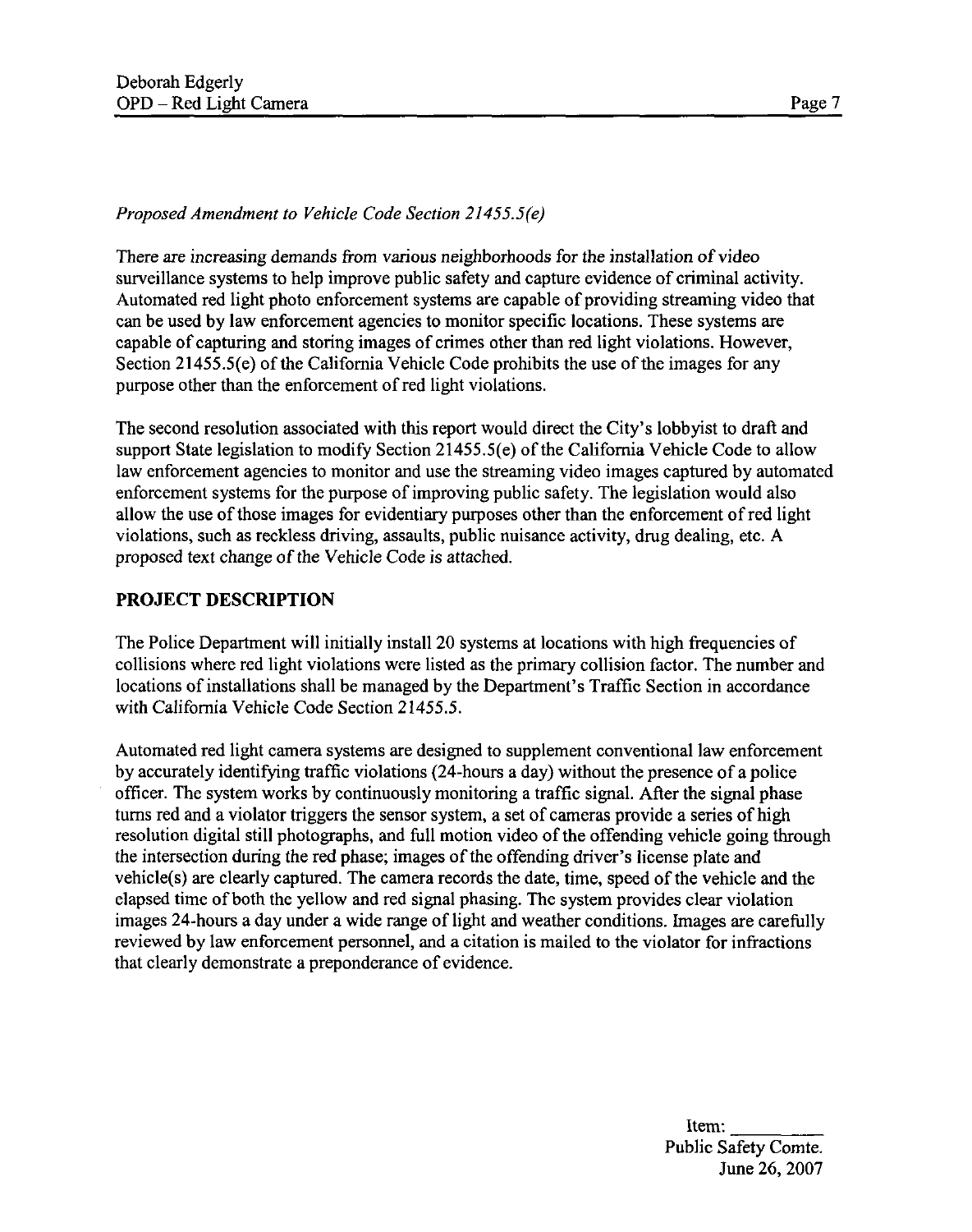*Proposed Amendment to Vehicle Code Section 21455.5(e)*

There are increasing demands from various neighborhoods for the installation of video surveillance systems to help improve public safety and capture evidence of criminal activity. Automated red light photo enforcement systems are capable of providing streaming video that can be used by law enforcement agencies to monitor specific locations. These systems are capable of capturing and storing images of crimes other than red light violations. However, Section 21455.5(e) of the California Vehicle Code prohibits the use of the images for any purpose other than the enforcement of red light violations.

The second resolution associated with this report would direct the City's lobbyist to draft and support State legislation to modify Section 21455.5(e) of the California Vehicle Code to allow law enforcement agencies to monitor and use the streaming video images captured by automated enforcement systems for the purpose of improving public safety. The legislation would also allow the use of those images for evidentiary purposes other than the enforcement of red light violations, such as reckless driving, assaults, public nuisance activity, drug dealing, etc. A proposed text change of the Vehicle Code is attached.

## PROJECT DESCRIPTION

The Police Department will initially install 20 systems at locations with high frequencies of collisions where red light violations were listed as the primary collision factor. The number and locations of installations shall be managed by the Department's Traffic Section in accordance with California Vehicle Code Section 21455.5.

Automated red light camera systems are designed to supplement conventional law enforcement by accurately identifying traffic violations (24-hours a day) without the presence of a police officer. The system works by continuously monitoring a traffic signal. After the signal phase turns red and a violator triggers the sensor system, a set of cameras provide a series of high resolution digital still photographs, and full motion video of the offending vehicle going through the intersection during the red phase; images of the offending driver's license plate and vehicle(s) are clearly captured. The camera records the date, time, speed of the vehicle and the elapsed time of both the yellow and red signal phasing. The system provides clear violation images 24-hours a day under a wide range of light and weather conditions. Images are carefully reviewed by law enforcement personnel, and a citation is mailed to the violator for infractions that clearly demonstrate a preponderance of evidence.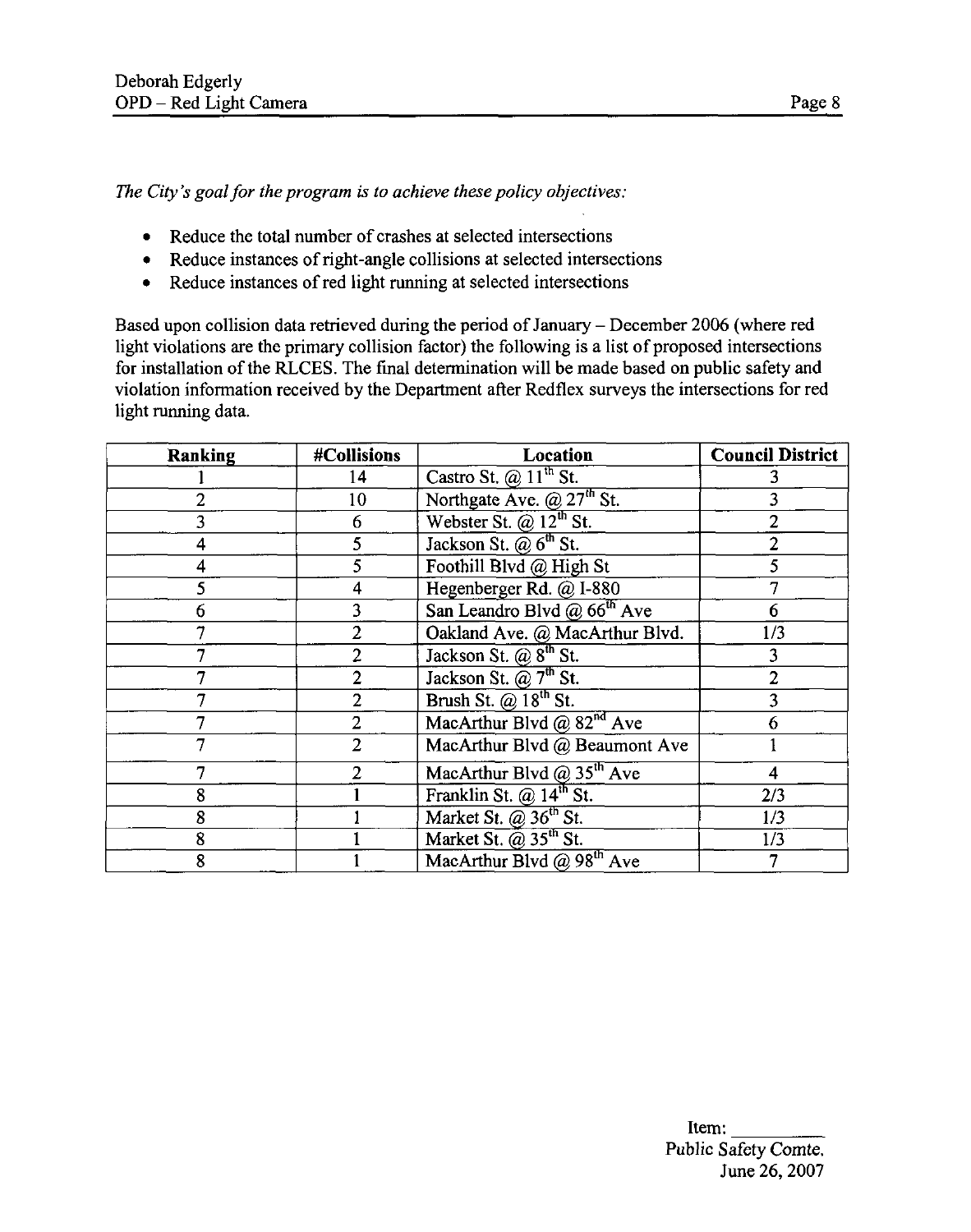*The City's goal for the program is to achieve these policy objectives:*

- Reduce the total number of crashes at selected intersections
- Reduce instances of right-angle collisions at selected intersections
- Reduce instances of red light running at selected intersections

Based upon collision data retrieved during the period of January – December 2006 (where red light violations are the primary collision factor) the following is a list of proposed intersections for installation of the RLCES. The final determination will be made based on public safety and violation information received by the Department after Redflex surveys the intersections for red light running data.

| Ranking | #Collisions | Location | Council District |
|---|---|---|---|
| 1 | 14 | Castro St. @ 11th St. | 3 |
| 2 | 10 | Northgate Ave. @ 27th St. | 3 |
| 3 | 6 | Webster St. @ 12th St. | 2 |
| 4 | 5 | Jackson St. @ 6th St. | 2 |
| 4 | 5 | Foothill Blvd @ High St | 5 |
| 5 | 4 | Hegenberger Rd. @ I-880 | 7 |
| 6 | 3 | San Leandro Blvd @ 66th Ave | 6 |
| 7 | 2 | Oakland Ave. @ MacArthur Blvd. | 1/3 |
| 7 | 2 | Jackson St. @ 8th St. | 3 |
| 7 | 2 | Jackson St. @ 7th St. | 2 |
| 7 | 2 | Brush St. @ 18th St. | 3 |
| 7 | 2 | MacArthur Blvd @ 82nd Ave | 6 |
| 7 | 2 | MacArthur Blvd @ Beaumont Ave | 1 |
| 7 | 2 | MacArthur Blvd @ 35th Ave | 4 |
| 8 | 1 | Franklin St. @ 14th St. | 2/3 |
| 8 | 1 | Market St. @ 36th St. | 1/3 |
| 8 | 1 | Market St. @ 35th St. | 1/3 |
| 8 | 1 | MacArthur Blvd @ 98th Ave | 7 |

Item: ______
Public Safety Comte.
June 26, 2007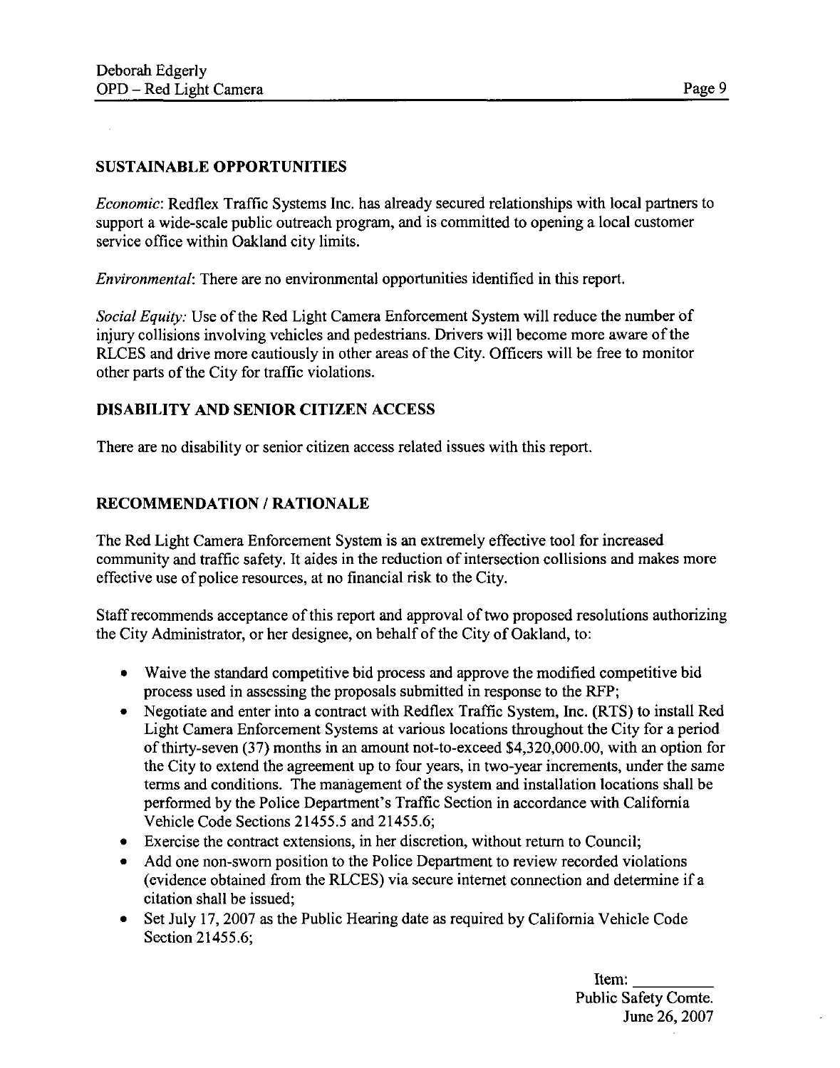## SUSTAINABLE OPPORTUNITIES

*Economic*: Redflex Traffic Systems Inc. has already secured relationships with local partners to support a wide-scale public outreach program, and is committed to opening a local customer service office within Oakland city limits.

*Environmental*: There are no environmental opportunities identified in this report.

*Social Equity:* Use of the Red Light Camera Enforcement System will reduce the number of injury collisions involving vehicles and pedestrians. Drivers will become more aware of the RLCES and drive more cautiously in other areas of the City. Officers will be free to monitor other parts of the City for traffic violations.

## DISABILITY AND SENIOR CITIZEN ACCESS

There are no disability or senior citizen access related issues with this report.

## RECOMMENDATION / RATIONALE

The Red Light Camera Enforcement System is an extremely effective tool for increased community and traffic safety. It aides in the reduction of intersection collisions and makes more effective use of police resources, at no financial risk to the City.

Staff recommends acceptance of this report and approval of two proposed resolutions authorizing the City Administrator, or her designee, on behalf of the City of Oakland, to:

- Waive the standard competitive bid process and approve the modified competitive bid process used in assessing the proposals submitted in response to the RFP;
- Negotiate and enter into a contract with Redflex Traffic System, Inc. (RTS) to install Red Light Camera Enforcement Systems at various locations throughout the City for a period of thirty-seven (37) months in an amount not-to-exceed $4,320,000.00, with an option for the City to extend the agreement up to four years, in two-year increments, under the same terms and conditions. The management of the system and installation locations shall be performed by the Police Department's Traffic Section in accordance with California Vehicle Code Sections 21455.5 and 21455.6;
- Exercise the contract extensions, in her discretion, without return to Council;
- Add one non-sworn position to the Police Department to review recorded violations (evidence obtained from the RLCES) via secure internet connection and determine if a citation shall be issued;
- Set July 17, 2007 as the Public Hearing date as required by California Vehicle Code Section 21455.6;

Item: ________
Public Safety Comte.
June 26, 2007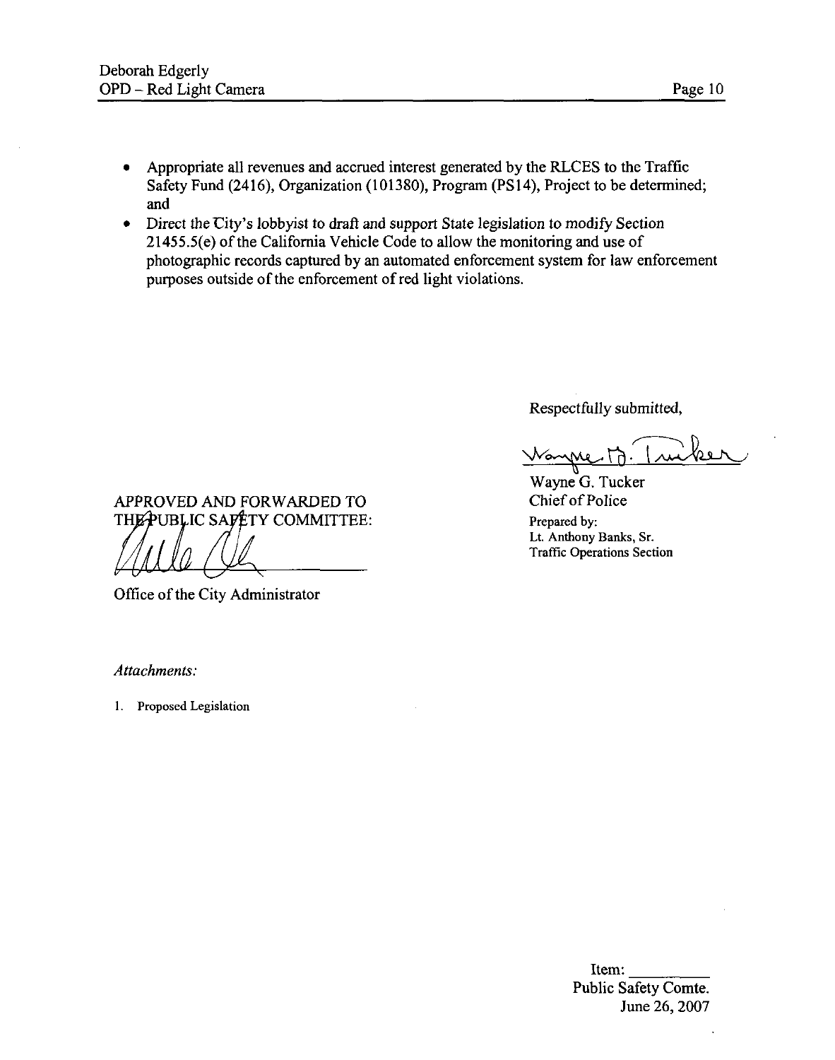- Appropriate all revenues and accrued interest generated by the RLCES to the Traffic Safety Fund (2416), Organization (101380), Program (PS14), Project to be determined; and
- Direct the City's lobbyist to draft and support State legislation to modify Section 21455.5(e) of the California Vehicle Code to allow the monitoring and use of photographic records captured by an automated enforcement system for law enforcement purposes outside of the enforcement of red light violations.

Respectfully submitted,

Wayne G. Tucker
Chief of Police

Prepared by:
Lt. Anthony Banks, Sr.
Traffic Operations Section

APPROVED AND FORWARDED TO
THE PUBLIC SAFETY COMMITTEE:

Office of the City Administrator

*Attachments:*

1. Proposed Legislation

Item: ________
Public Safety Comte.
June 26, 2007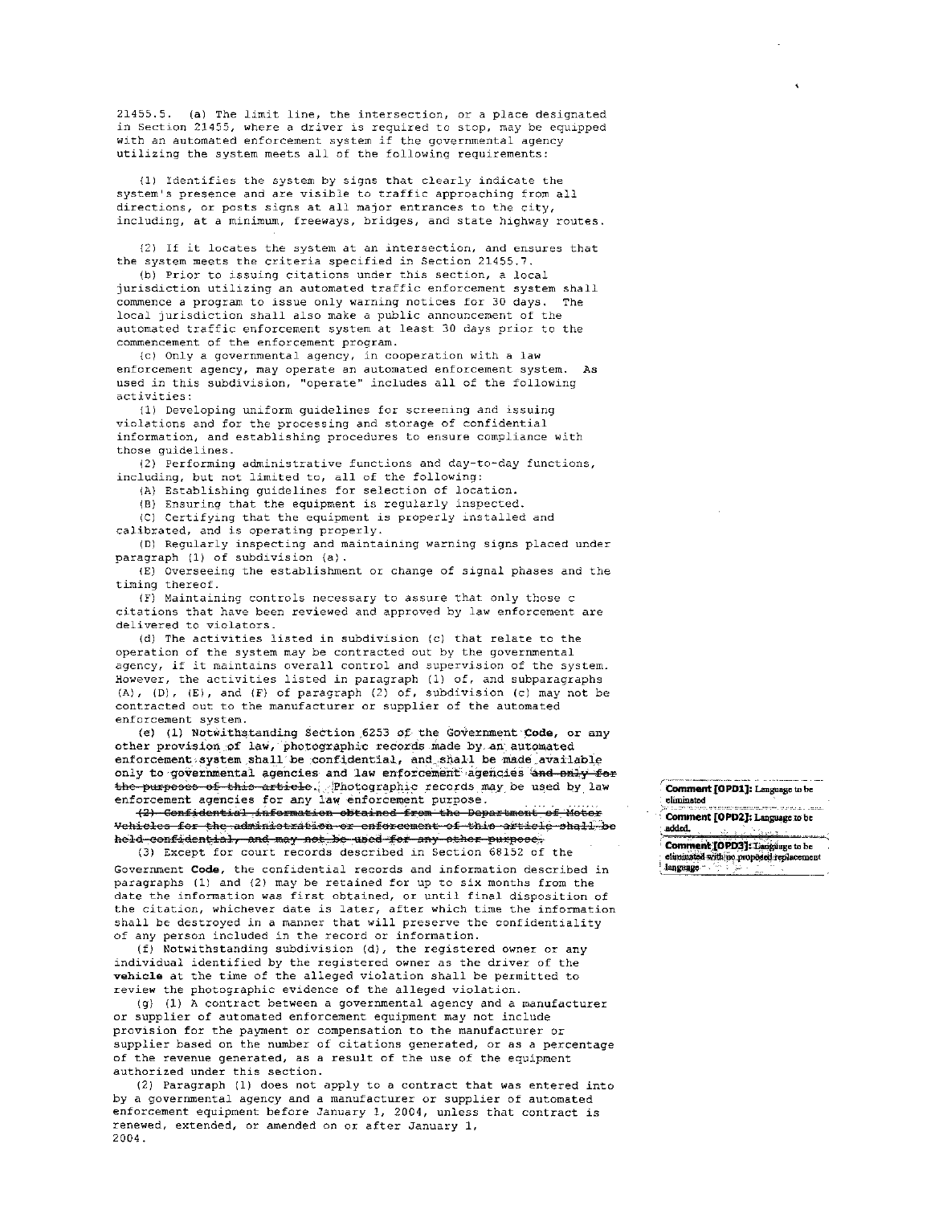21455.5. (a) The limit line, the intersection, or a place designated in Section 21455, where a driver is required to stop, may be equipped with an automated enforcement system if the governmental agency utilizing the system meets all of the following requirements:

(1) Identifies the system by signs that clearly indicate the system's presence and are visible to traffic approaching from all directions, or posts signs at all major entrances to the city, including, at a minimum, freeways, bridges, and state highway routes.

(2) If it locates the system at an intersection, and ensures that the system meets the criteria specified in Section 21455.7.

(b) Prior to issuing citations under this section, a local jurisdiction utilizing an automated traffic enforcement system shall commence a program to issue only warning notices for 30 days. The local jurisdiction shall also make a public announcement of the automated traffic enforcement system at least 30 days prior to the commencement of the enforcement program.

(c) Only a governmental agency, in cooperation with a law enforcement agency, may operate an automated enforcement system. As used in this subdivision, "operate" includes all of the following activities:

(1) Developing uniform guidelines for screening and issuing violations and for the processing and storage of confidential information, and establishing procedures to ensure compliance with those guidelines.

(2) Performing administrative functions and day-to-day functions, including, but not limited to, all of the following:

(A) Establishing guidelines for selection of location.

(B) Ensuring that the equipment is regularly inspected.

(C) Certifying that the equipment is properly installed and calibrated, and is operating properly.

(D) Regularly inspecting and maintaining warning signs placed under paragraph (1) of subdivision (a).

(E) Overseeing the establishment or change of signal phases and the timing thereof.

(F) Maintaining controls necessary to assure that only those c citations that have been reviewed and approved by law enforcement are delivered to violators.

(d) The activities listed in subdivision (c) that relate to the operation of the system may be contracted out by the governmental agency, if it maintains overall control and supervision of the system. However, the activities listed in paragraph (1) of, and subparagraphs (A), (D), (E), and (F) of paragraph (2) of, subdivision (c) may not be contracted out to the manufacturer or supplier of the automated enforcement system.

(e) (1) Notwithstanding Section 6253 of the Government Code, or any other provision of law, photographic records made by an automated enforcement system shall be confidential, and shall be made available only to governmental agencies and law enforcement agencies ~~and only for the purposes of this article~~. Photographic records may be used by law enforcement agencies for any law enforcement purpose.

~~(2) Confidential information obtained from the Department of Motor Vehicles for the administration or enforcement of this article shall be held confidential, and may not be used for any other purpose.~~

(3) Except for court records described in Section 68152 of the Government Code, the confidential records and information described in paragraphs (1) and (2) may be retained for up to six months from the date the information was first obtained, or until final disposition of the citation, whichever date is later, after which time the information shall be destroyed in a manner that will preserve the confidentiality of any person included in the record or information.

(f) Notwithstanding subdivision (d), the registered owner or any individual identified by the registered owner as the driver of the vehicle at the time of the alleged violation shall be permitted to review the photographic evidence of the alleged violation.

(g) (1) A contract between a governmental agency and a manufacturer or supplier of automated enforcement equipment may not include provision for the payment or compensation to the manufacturer or supplier based on the number of citations generated, or as a percentage of the revenue generated, as a result of the use of the equipment authorized under this section.

(2) Paragraph (1) does not apply to a contract that was entered into by a governmental agency and a manufacturer or supplier of automated enforcement equipment before January 1, 2004, unless that contract is renewed, extended, or amended on or after January 1, 2004.

**Comment [OPD1]:** Language to be eliminated

**Comment [OPD2]:** Language to be added.

**Comment [OPD3]:** Language to be eliminated with no proposed replacement language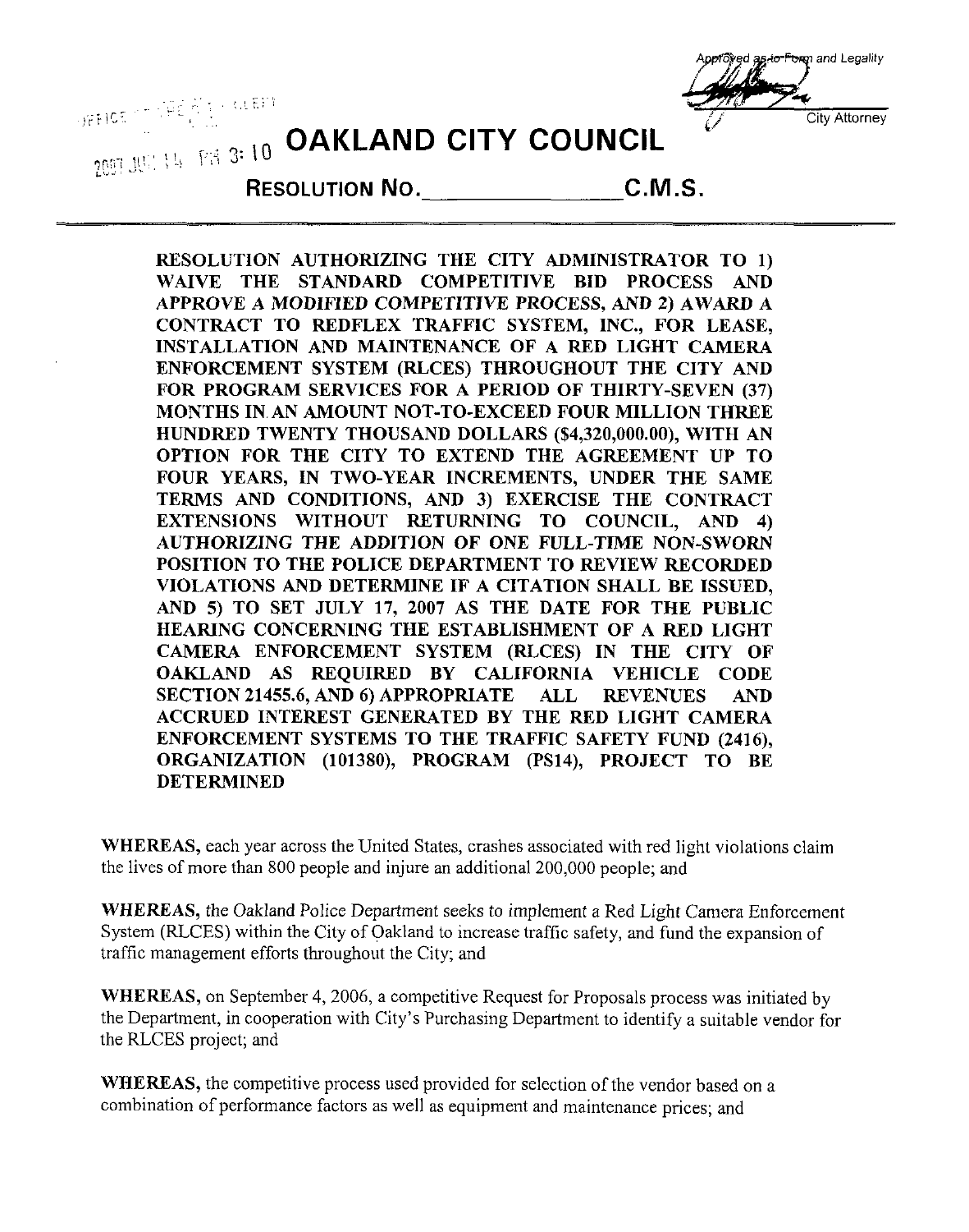Approved as to Form and Legality

City Attorney

OFFICE OF THE CITY CLERK

2007 JUN 14 PM 3:10

# OAKLAND CITY COUNCIL

**RESOLUTION NO.\_\_\_\_\_\_\_\_\_\_\_\_\_\_\_\_C.M.S.**

**RESOLUTION AUTHORIZING THE CITY ADMINISTRATOR TO 1) WAIVE THE STANDARD COMPETITIVE BID PROCESS AND APPROVE A MODIFIED COMPETITIVE PROCESS, AND 2) AWARD A CONTRACT TO REDFLEX TRAFFIC SYSTEM, INC., FOR LEASE, INSTALLATION AND MAINTENANCE OF A RED LIGHT CAMERA ENFORCEMENT SYSTEM (RLCES) THROUGHOUT THE CITY AND FOR PROGRAM SERVICES FOR A PERIOD OF THIRTY-SEVEN (37) MONTHS IN AN AMOUNT NOT-TO-EXCEED FOUR MILLION THREE HUNDRED TWENTY THOUSAND DOLLARS ($4,320,000.00), WITH AN OPTION FOR THE CITY TO EXTEND THE AGREEMENT UP TO FOUR YEARS, IN TWO-YEAR INCREMENTS, UNDER THE SAME TERMS AND CONDITIONS, AND 3) EXERCISE THE CONTRACT EXTENSIONS WITHOUT RETURNING TO COUNCIL, AND 4) AUTHORIZING THE ADDITION OF ONE FULL-TIME NON-SWORN POSITION TO THE POLICE DEPARTMENT TO REVIEW RECORDED VIOLATIONS AND DETERMINE IF A CITATION SHALL BE ISSUED, AND 5) TO SET JULY 17, 2007 AS THE DATE FOR THE PUBLIC HEARING CONCERNING THE ESTABLISHMENT OF A RED LIGHT CAMERA ENFORCEMENT SYSTEM (RLCES) IN THE CITY OF OAKLAND AS REQUIRED BY CALIFORNIA VEHICLE CODE SECTION 21455.6, AND 6) APPROPRIATE ALL REVENUES AND ACCRUED INTEREST GENERATED BY THE RED LIGHT CAMERA ENFORCEMENT SYSTEMS TO THE TRAFFIC SAFETY FUND (2416), ORGANIZATION (101380), PROGRAM (PS14), PROJECT TO BE DETERMINED**

**WHEREAS,** each year across the United States, crashes associated with red light violations claim the lives of more than 800 people and injure an additional 200,000 people; and

**WHEREAS,** the Oakland Police Department seeks to implement a Red Light Camera Enforcement System (RLCES) within the City of Oakland to increase traffic safety, and fund the expansion of traffic management efforts throughout the City; and

**WHEREAS,** on September 4, 2006, a competitive Request for Proposals process was initiated by the Department, in cooperation with City's Purchasing Department to identify a suitable vendor for the RLCES project; and

**WHEREAS,** the competitive process used provided for selection of the vendor based on a combination of performance factors as well as equipment and maintenance prices; and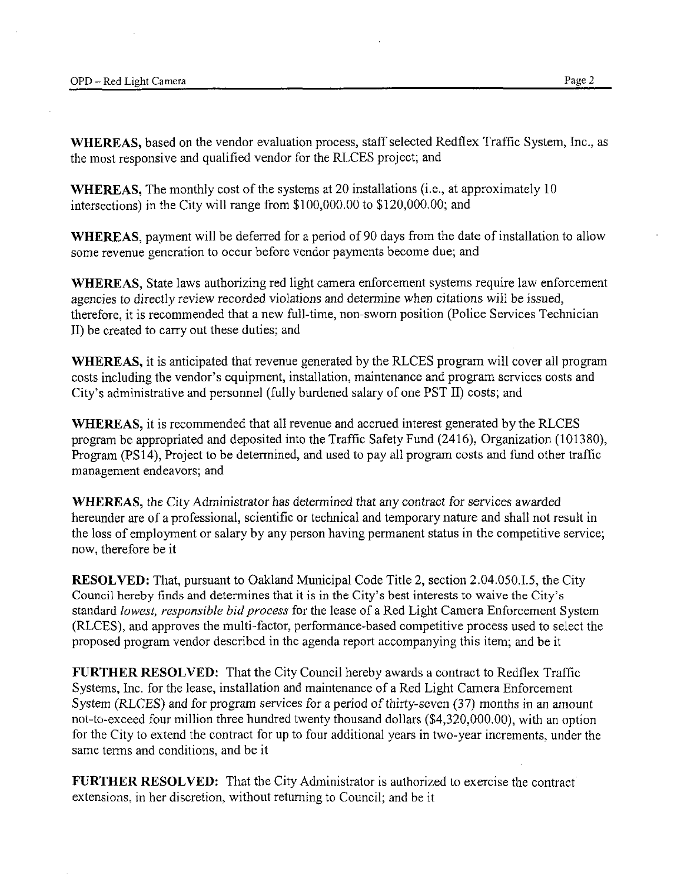**WHEREAS,** based on the vendor evaluation process, staff selected Redflex Traffic System, Inc., as the most responsive and qualified vendor for the RLCES project; and

**WHEREAS,** The monthly cost of the systems at 20 installations (i.e., at approximately 10 intersections) in the City will range from $100,000.00 to $120,000.00; and

**WHEREAS,** payment will be deferred for a period of 90 days from the date of installation to allow some revenue generation to occur before vendor payments become due; and

**WHEREAS,** State laws authorizing red light camera enforcement systems require law enforcement agencies to directly review recorded violations and determine when citations will be issued, therefore, it is recommended that a new full-time, non-sworn position (Police Services Technician II) be created to carry out these duties; and

**WHEREAS,** it is anticipated that revenue generated by the RLCES program will cover all program costs including the vendor's equipment, installation, maintenance and program services costs and City's administrative and personnel (fully burdened salary of one PST II) costs; and

**WHEREAS,** it is recommended that all revenue and accrued interest generated by the RLCES program be appropriated and deposited into the Traffic Safety Fund (2416), Organization (101380), Program (PS14), Project to be determined, and used to pay all program costs and fund other traffic management endeavors; and

**WHEREAS,** the City Administrator has determined that any contract for services awarded hereunder are of a professional, scientific or technical and temporary nature and shall not result in the loss of employment or salary by any person having permanent status in the competitive service; now, therefore be it

**RESOLVED:** That, pursuant to Oakland Municipal Code Title 2, section 2.04.050.I.5, the City Council hereby finds and determines that it is in the City's best interests to waive the City's standard *lowest, responsible bid process* for the lease of a Red Light Camera Enforcement System (RLCES), and approves the multi-factor, performance-based competitive process used to select the proposed program vendor described in the agenda report accompanying this item; and be it

**FURTHER RESOLVED:** That the City Council hereby awards a contract to Redflex Traffic Systems, Inc. for the lease, installation and maintenance of a Red Light Camera Enforcement System (RLCES) and for program services for a period of thirty-seven (37) months in an amount not-to-exceed four million three hundred twenty thousand dollars ($4,320,000.00), with an option for the City to extend the contract for up to four additional years in two-year increments, under the same terms and conditions, and be it

**FURTHER RESOLVED:** That the City Administrator is authorized to exercise the contract extensions, in her discretion, without returning to Council; and be it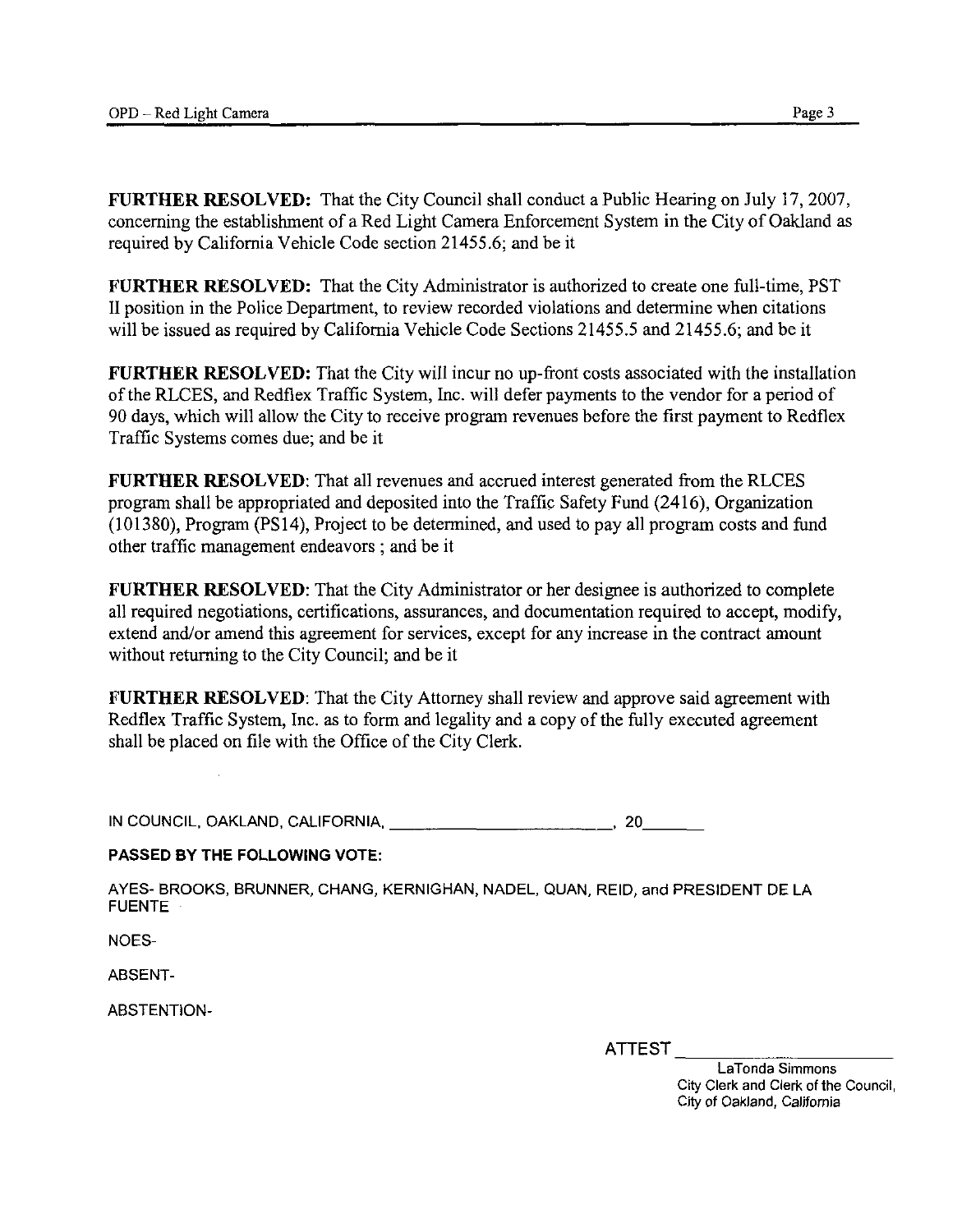**FURTHER RESOLVED:** That the City Council shall conduct a Public Hearing on July 17, 2007, concerning the establishment of a Red Light Camera Enforcement System in the City of Oakland as required by California Vehicle Code section 21455.6; and be it

**FURTHER RESOLVED:** That the City Administrator is authorized to create one full-time, PST II position in the Police Department, to review recorded violations and determine when citations will be issued as required by California Vehicle Code Sections 21455.5 and 21455.6; and be it

**FURTHER RESOLVED:** That the City will incur no up-front costs associated with the installation of the RLCES, and Redflex Traffic System, Inc. will defer payments to the vendor for a period of 90 days, which will allow the City to receive program revenues before the first payment to Redflex Traffic Systems comes due; and be it

**FURTHER RESOLVED**: That all revenues and accrued interest generated from the RLCES program shall be appropriated and deposited into the Traffic Safety Fund (2416), Organization (101380), Program (PS14), Project to be determined, and used to pay all program costs and fund other traffic management endeavors ; and be it

**FURTHER RESOLVED**: That the City Administrator or her designee is authorized to complete all required negotiations, certifications, assurances, and documentation required to accept, modify, extend and/or amend this agreement for services, except for any increase in the contract amount without returning to the City Council; and be it

**FURTHER RESOLVED**: That the City Attorney shall review and approve said agreement with Redflex Traffic System, Inc. as to form and legality and a copy of the fully executed agreement shall be placed on file with the Office of the City Clerk.

IN COUNCIL, OAKLAND, CALIFORNIA, ________________________, 20______

**PASSED BY THE FOLLOWING VOTE:**

AYES- BROOKS, BRUNNER, CHANG, KERNIGHAN, NADEL, QUAN, REID, and PRESIDENT DE LA FUENTE

NOES-

ABSENT-

ABSTENTION-

ATTEST ________________________

LaTonda Simmons
City Clerk and Clerk of the Council,
City of Oakland, California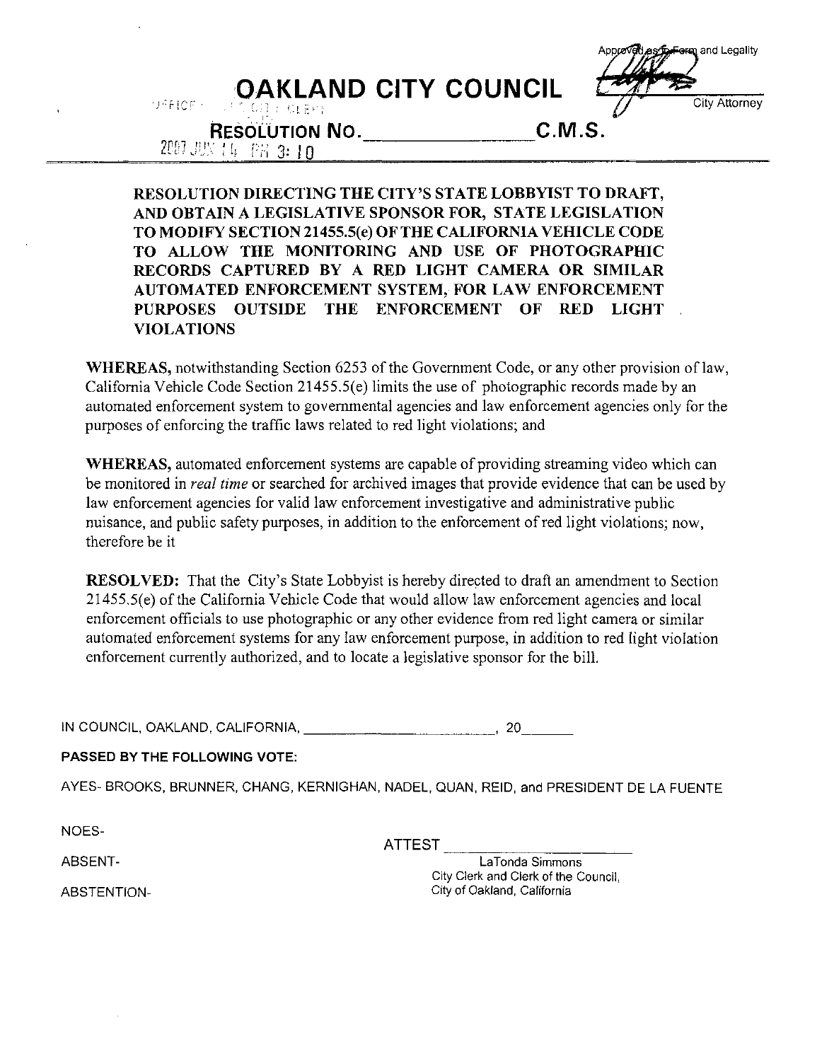Approved as to Form and Legality

City Attorney

# OAKLAND CITY COUNCIL

OFFICE OF THE CITY CLERK

2007 JUN 14 PM 3:10

## RESOLUTION NO.\_\_\_\_\_\_\_\_\_\_\_\_\_\_\_\_ C.M.S.

**RESOLUTION DIRECTING THE CITY'S STATE LOBBYIST TO DRAFT, AND OBTAIN A LEGISLATIVE SPONSOR FOR, STATE LEGISLATION TO MODIFY SECTION 21455.5(e) OF THE CALIFORNIA VEHICLE CODE TO ALLOW THE MONITORING AND USE OF PHOTOGRAPHIC RECORDS CAPTURED BY A RED LIGHT CAMERA OR SIMILAR AUTOMATED ENFORCEMENT SYSTEM, FOR LAW ENFORCEMENT PURPOSES OUTSIDE THE ENFORCEMENT OF RED LIGHT VIOLATIONS**

**WHEREAS,** notwithstanding Section 6253 of the Government Code, or any other provision of law, California Vehicle Code Section 21455.5(e) limits the use of photographic records made by an automated enforcement system to governmental agencies and law enforcement agencies only for the purposes of enforcing the traffic laws related to red light violations; and

**WHEREAS,** automated enforcement systems are capable of providing streaming video which can be monitored in *real time* or searched for archived images that provide evidence that can be used by law enforcement agencies for valid law enforcement investigative and administrative public nuisance, and public safety purposes, in addition to the enforcement of red light violations; now, therefore be it

**RESOLVED:** That the City's State Lobbyist is hereby directed to draft an amendment to Section 21455.5(e) of the California Vehicle Code that would allow law enforcement agencies and local enforcement officials to use photographic or any other evidence from red light camera or similar automated enforcement systems for any law enforcement purpose, in addition to red light violation enforcement currently authorized, and to locate a legislative sponsor for the bill.

IN COUNCIL, OAKLAND, CALIFORNIA, \_\_\_\_\_\_\_\_\_\_\_\_\_\_\_\_\_\_\_\_\_\_\_\_, 20\_\_\_\_\_\_

**PASSED BY THE FOLLOWING VOTE:**

AYES- BROOKS, BRUNNER, CHANG, KERNIGHAN, NADEL, QUAN, REID, and PRESIDENT DE LA FUENTE

NOES-

ABSENT-

ABSTENTION-

ATTEST \_\_\_\_\_\_\_\_\_\_\_\_\_\_\_\_\_\_\_\_\_\_\_\_

LaTonda Simmons
City Clerk and Clerk of the Council,
City of Oakland, California